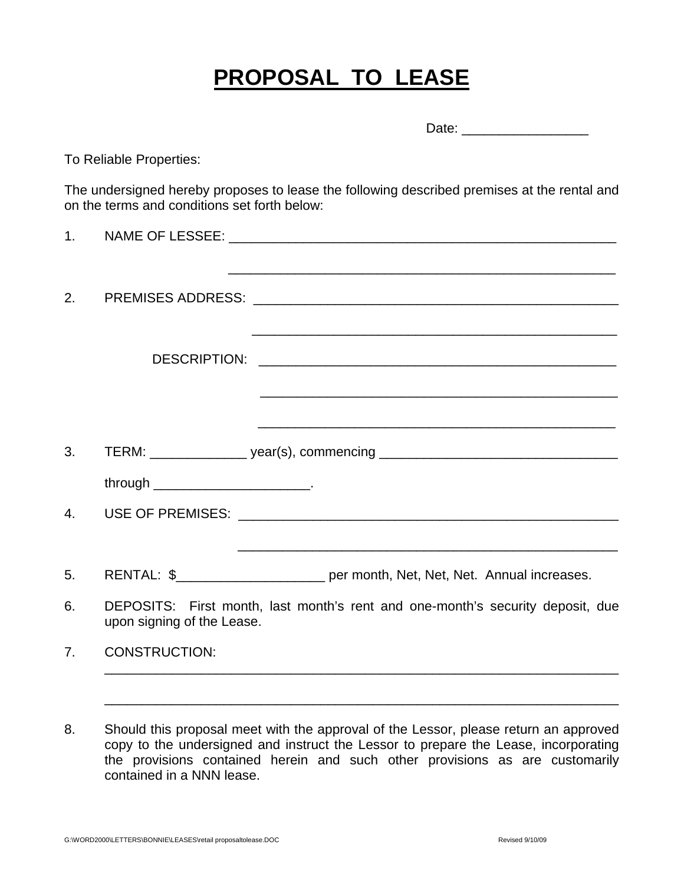# PROPOSAL TO LEASE

Date: _________________

To Reliable Properties:

The undersigned hereby proposes to lease the following described premises at the rental and on the terms and conditions set forth below:

1. NAME OF LESSEE: _______________________________________________________

   _______________________________________________________

2. PREMISES ADDRESS: ____________________________________________________

   ____________________________________________________

   DESCRIPTION: ___________________________________________________

   ___________________________________________________

   ___________________________________________________

3. TERM: _____________ year(s), commencing ________________________________

   through _____________________.

4. USE OF PREMISES: ______________________________________________________

   ______________________________________________________

5. RENTAL: $____________________ per month, Net, Net, Net. Annual increases.

6. DEPOSITS: First month, last month's rent and one-month's security deposit, due upon signing of the Lease.

7. CONSTRUCTION:

   _________________________________________________________________________

   _________________________________________________________________________

8. Should this proposal meet with the approval of the Lessor, please return an approved copy to the undersigned and instruct the Lessor to prepare the Lease, incorporating the provisions contained herein and such other provisions as are customarily contained in a NNN lease.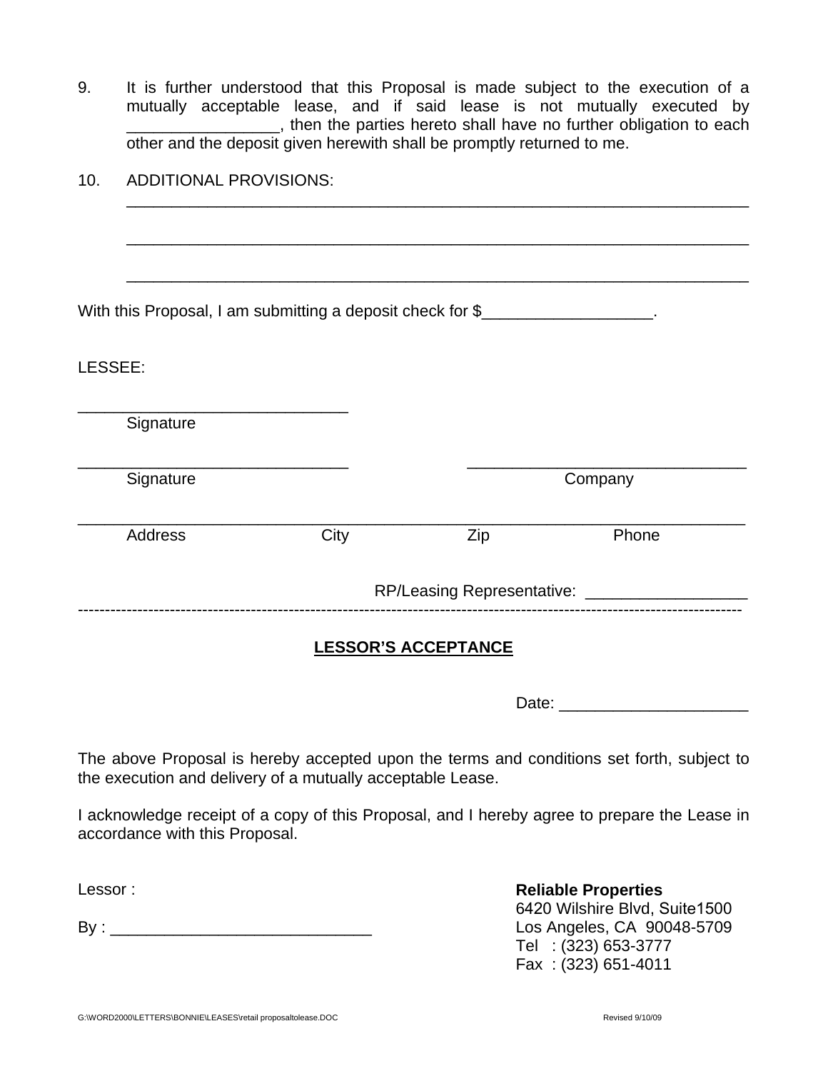9. It is further understood that this Proposal is made subject to the execution of a mutually acceptable lease, and if said lease is not mutually executed by _________________, then the parties hereto shall have no further obligation to each other and the deposit given herewith shall be promptly returned to me.

10. ADDITIONAL PROVISIONS:
_______________________________________________________________________

_______________________________________________________________________

_______________________________________________________________________

With this Proposal, I am submitting a deposit check for $___________________.

LESSEE:

_______________________________
Signature

_______________________________ _______________________________
Signature Company

_____________________________________________________________________________
Address City Zip Phone

RP/Leasing Representative: __________________

---

**LESSOR'S ACCEPTANCE**

Date: _____________________

The above Proposal is hereby accepted upon the terms and conditions set forth, subject to the execution and delivery of a mutually acceptable Lease.

I acknowledge receipt of a copy of this Proposal, and I hereby agree to prepare the Lease in accordance with this Proposal.

Lessor :

By : _____________________________

**Reliable Properties**
6420 Wilshire Blvd, Suite1500
Los Angeles, CA 90048-5709
Tel : (323) 653-3777
Fax : (323) 651-4011

G:\WORD2000\LETTERS\BONNIE\LEASES\retail proposaltolease.DOC Revised 9/10/09